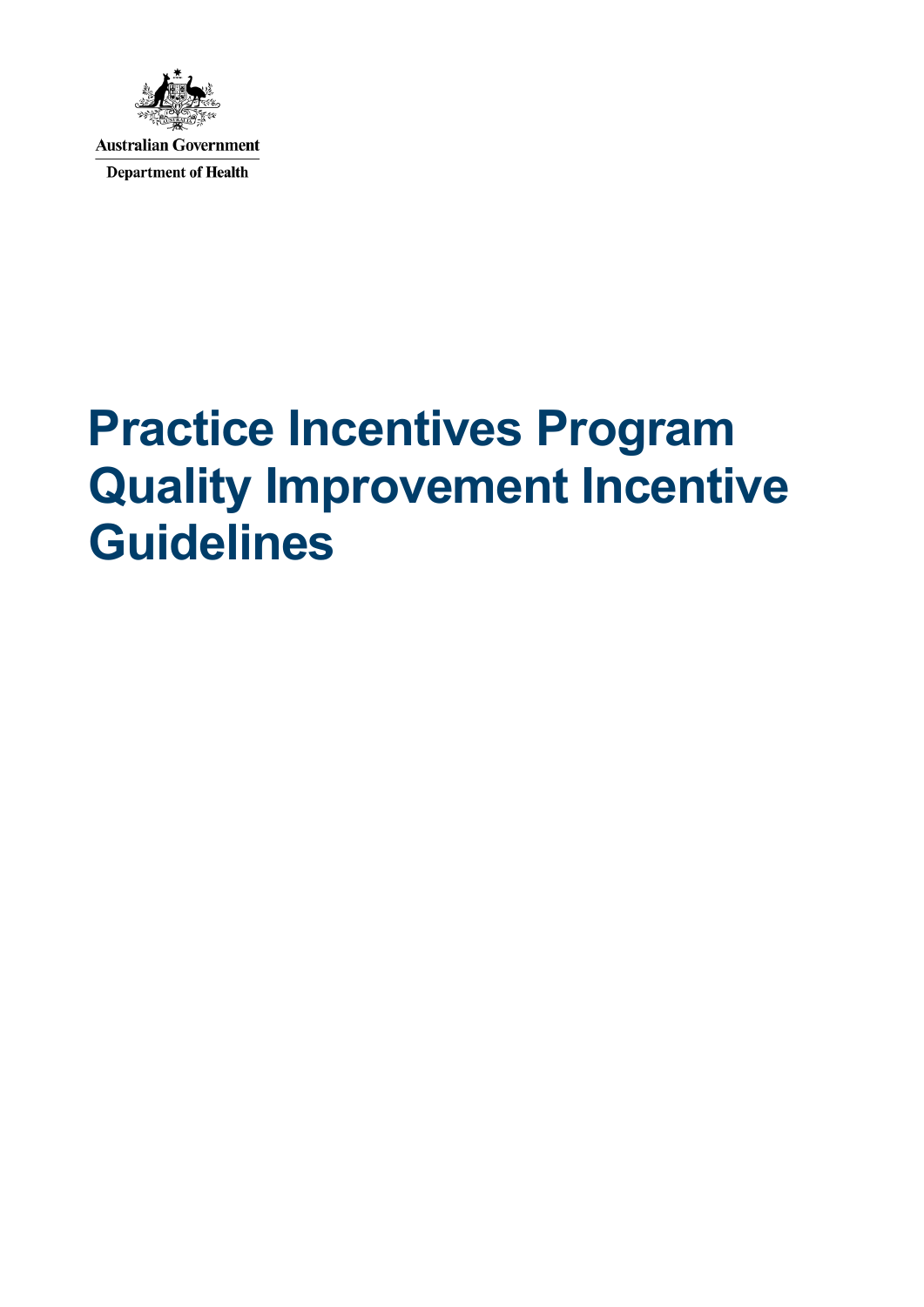Australian Government

Department of Health

# Practice Incentives Program Quality Improvement Incentive Guidelines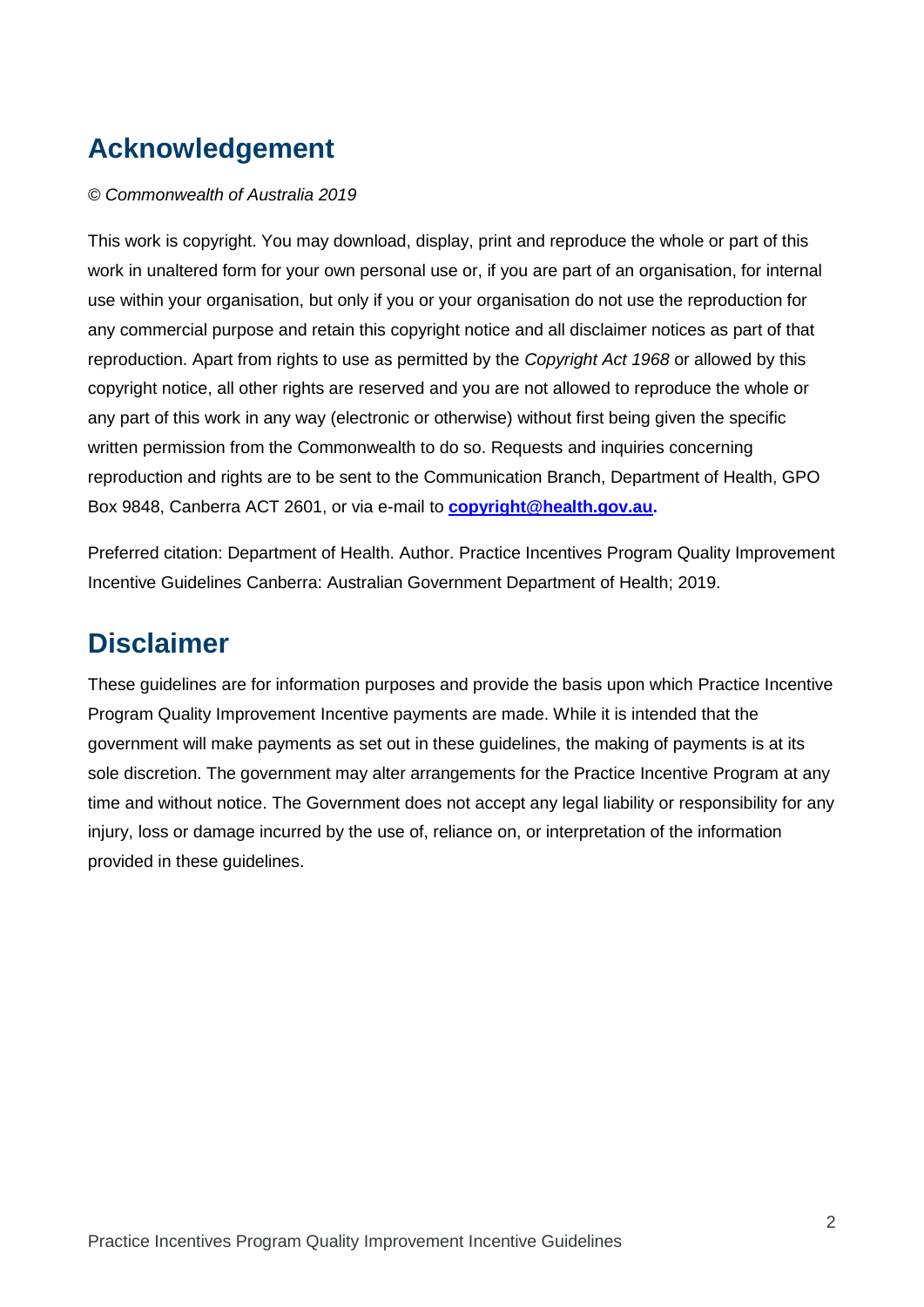## Acknowledgement

*© Commonwealth of Australia 2019*

This work is copyright. You may download, display, print and reproduce the whole or part of this work in unaltered form for your own personal use or, if you are part of an organisation, for internal use within your organisation, but only if you or your organisation do not use the reproduction for any commercial purpose and retain this copyright notice and all disclaimer notices as part of that reproduction. Apart from rights to use as permitted by the *Copyright Act 1968* or allowed by this copyright notice, all other rights are reserved and you are not allowed to reproduce the whole or any part of this work in any way (electronic or otherwise) without first being given the specific written permission from the Commonwealth to do so. Requests and inquiries concerning reproduction and rights are to be sent to the Communication Branch, Department of Health, GPO Box 9848, Canberra ACT 2601, or via e-mail to **copyright@health.gov.au.**

Preferred citation: Department of Health. Author. Practice Incentives Program Quality Improvement Incentive Guidelines Canberra: Australian Government Department of Health; 2019.

## Disclaimer

These guidelines are for information purposes and provide the basis upon which Practice Incentive Program Quality Improvement Incentive payments are made. While it is intended that the government will make payments as set out in these guidelines, the making of payments is at its sole discretion. The government may alter arrangements for the Practice Incentive Program at any time and without notice. The Government does not accept any legal liability or responsibility for any injury, loss or damage incurred by the use of, reliance on, or interpretation of the information provided in these guidelines.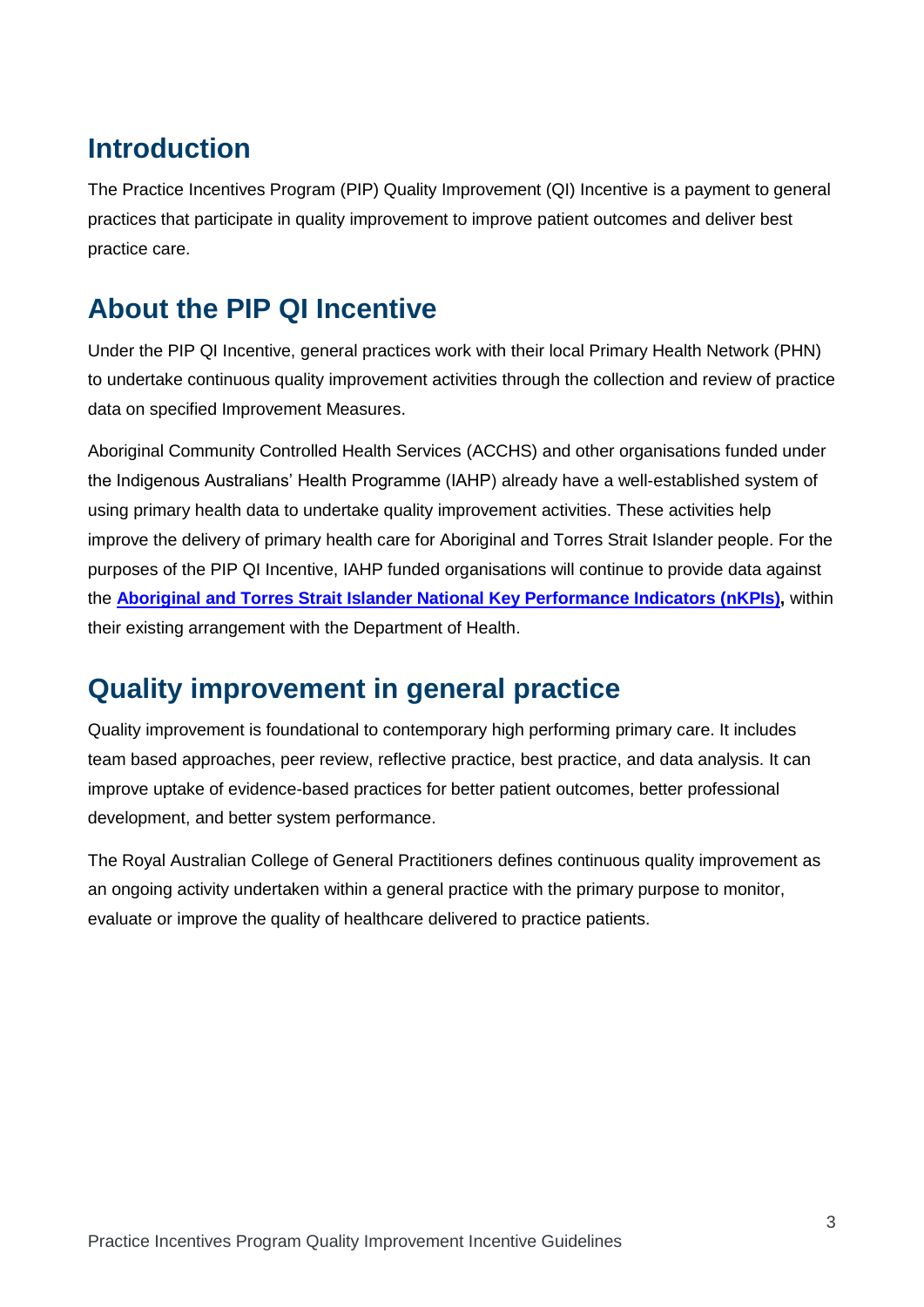## Introduction

The Practice Incentives Program (PIP) Quality Improvement (QI) Incentive is a payment to general practices that participate in quality improvement to improve patient outcomes and deliver best practice care.

## About the PIP QI Incentive

Under the PIP QI Incentive, general practices work with their local Primary Health Network (PHN) to undertake continuous quality improvement activities through the collection and review of practice data on specified Improvement Measures.

Aboriginal Community Controlled Health Services (ACCHS) and other organisations funded under the Indigenous Australians' Health Programme (IAHP) already have a well-established system of using primary health data to undertake quality improvement activities. These activities help improve the delivery of primary health care for Aboriginal and Torres Strait Islander people. For the purposes of the PIP QI Incentive, IAHP funded organisations will continue to provide data against the **Aboriginal and Torres Strait Islander National Key Performance Indicators (nKPIs),** within their existing arrangement with the Department of Health.

## Quality improvement in general practice

Quality improvement is foundational to contemporary high performing primary care. It includes team based approaches, peer review, reflective practice, best practice, and data analysis. It can improve uptake of evidence-based practices for better patient outcomes, better professional development, and better system performance.

The Royal Australian College of General Practitioners defines continuous quality improvement as an ongoing activity undertaken within a general practice with the primary purpose to monitor, evaluate or improve the quality of healthcare delivered to practice patients.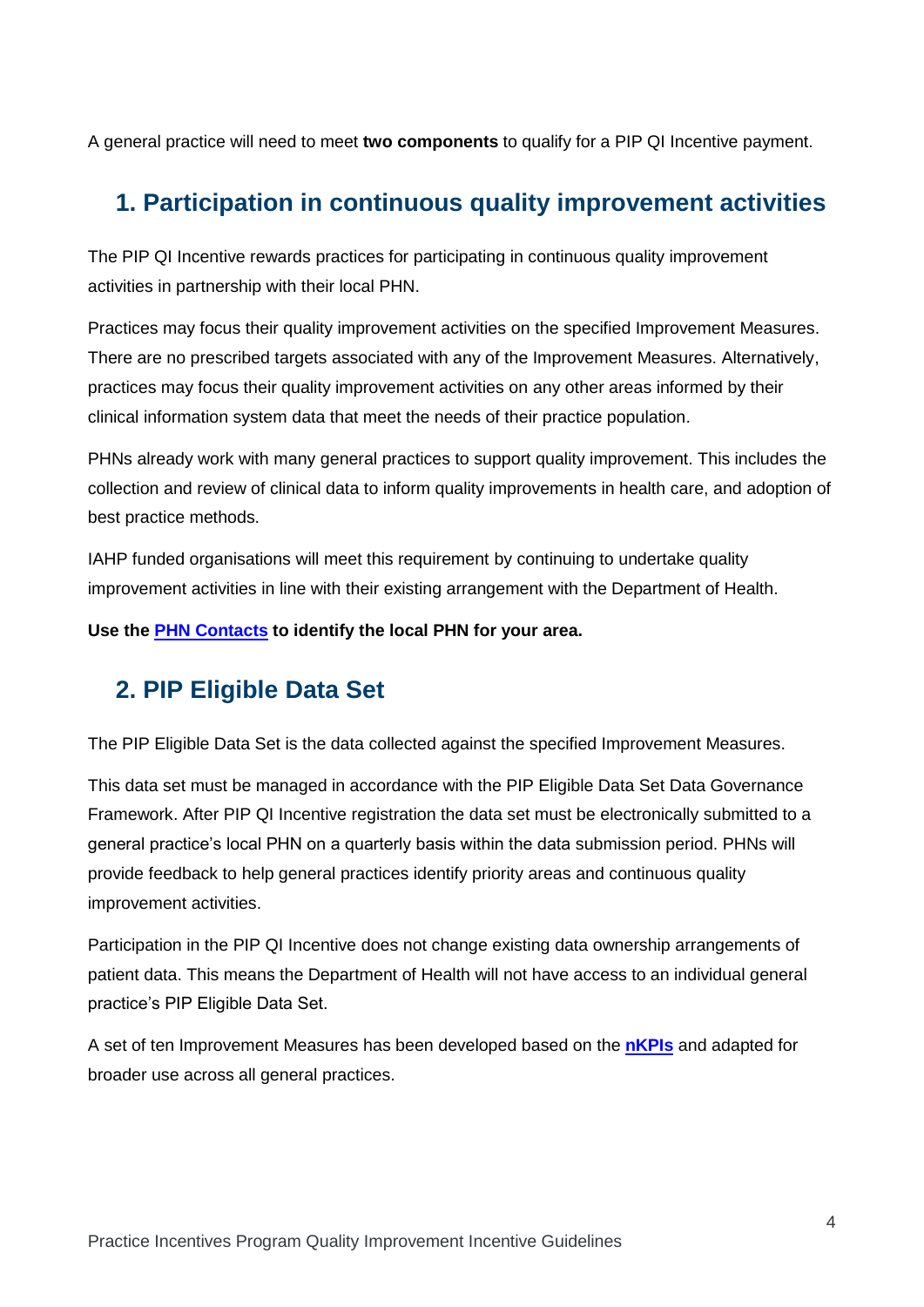A general practice will need to meet **two components** to qualify for a PIP QI Incentive payment.

## 1. Participation in continuous quality improvement activities

The PIP QI Incentive rewards practices for participating in continuous quality improvement activities in partnership with their local PHN.

Practices may focus their quality improvement activities on the specified Improvement Measures. There are no prescribed targets associated with any of the Improvement Measures. Alternatively, practices may focus their quality improvement activities on any other areas informed by their clinical information system data that meet the needs of their practice population.

PHNs already work with many general practices to support quality improvement. This includes the collection and review of clinical data to inform quality improvements in health care, and adoption of best practice methods.

IAHP funded organisations will meet this requirement by continuing to undertake quality improvement activities in line with their existing arrangement with the Department of Health.

**Use the PHN Contacts to identify the local PHN for your area.**

## 2. PIP Eligible Data Set

The PIP Eligible Data Set is the data collected against the specified Improvement Measures.

This data set must be managed in accordance with the PIP Eligible Data Set Data Governance Framework. After PIP QI Incentive registration the data set must be electronically submitted to a general practice's local PHN on a quarterly basis within the data submission period. PHNs will provide feedback to help general practices identify priority areas and continuous quality improvement activities.

Participation in the PIP QI Incentive does not change existing data ownership arrangements of patient data. This means the Department of Health will not have access to an individual general practice's PIP Eligible Data Set.

A set of ten Improvement Measures has been developed based on the **nKPIs** and adapted for broader use across all general practices.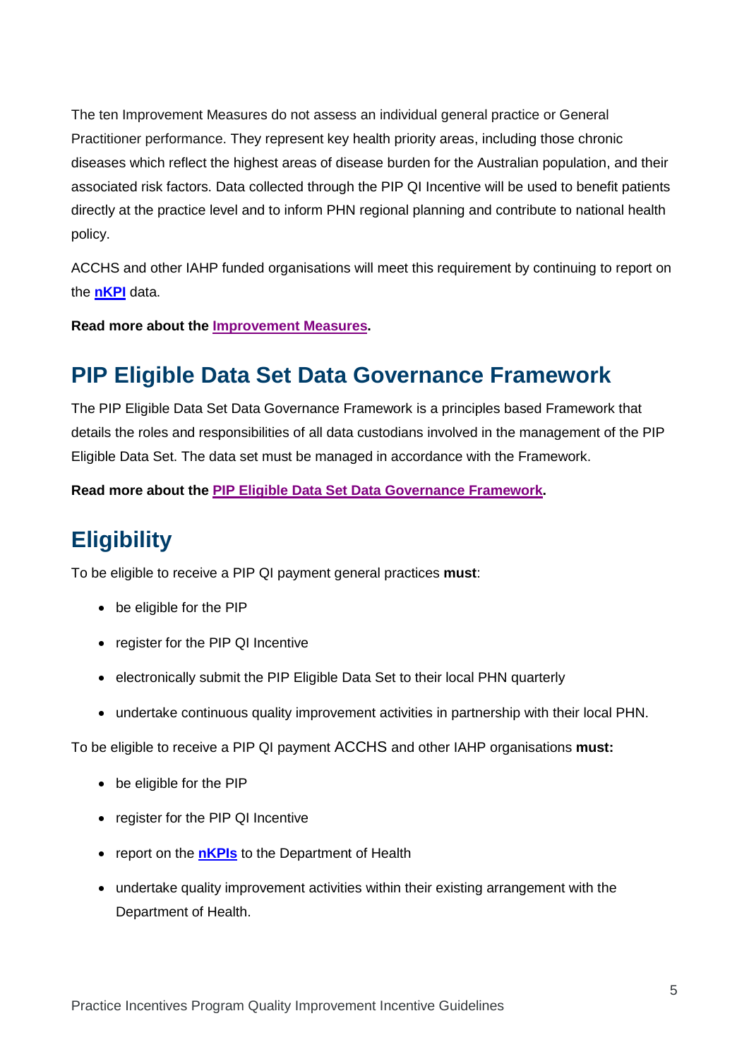The ten Improvement Measures do not assess an individual general practice or General Practitioner performance. They represent key health priority areas, including those chronic diseases which reflect the highest areas of disease burden for the Australian population, and their associated risk factors. Data collected through the PIP QI Incentive will be used to benefit patients directly at the practice level and to inform PHN regional planning and contribute to national health policy.

ACCHS and other IAHP funded organisations will meet this requirement by continuing to report on the **nKPI** data.

**Read more about the Improvement Measures.**

## PIP Eligible Data Set Data Governance Framework

The PIP Eligible Data Set Data Governance Framework is a principles based Framework that details the roles and responsibilities of all data custodians involved in the management of the PIP Eligible Data Set. The data set must be managed in accordance with the Framework.

**Read more about the PIP Eligible Data Set Data Governance Framework.**

## Eligibility

To be eligible to receive a PIP QI payment general practices **must**:

- be eligible for the PIP
- register for the PIP QI Incentive
- electronically submit the PIP Eligible Data Set to their local PHN quarterly
- undertake continuous quality improvement activities in partnership with their local PHN.

To be eligible to receive a PIP QI payment ACCHS and other IAHP organisations **must:**

- be eligible for the PIP
- register for the PIP QI Incentive
- report on the **nKPIs** to the Department of Health
- undertake quality improvement activities within their existing arrangement with the Department of Health.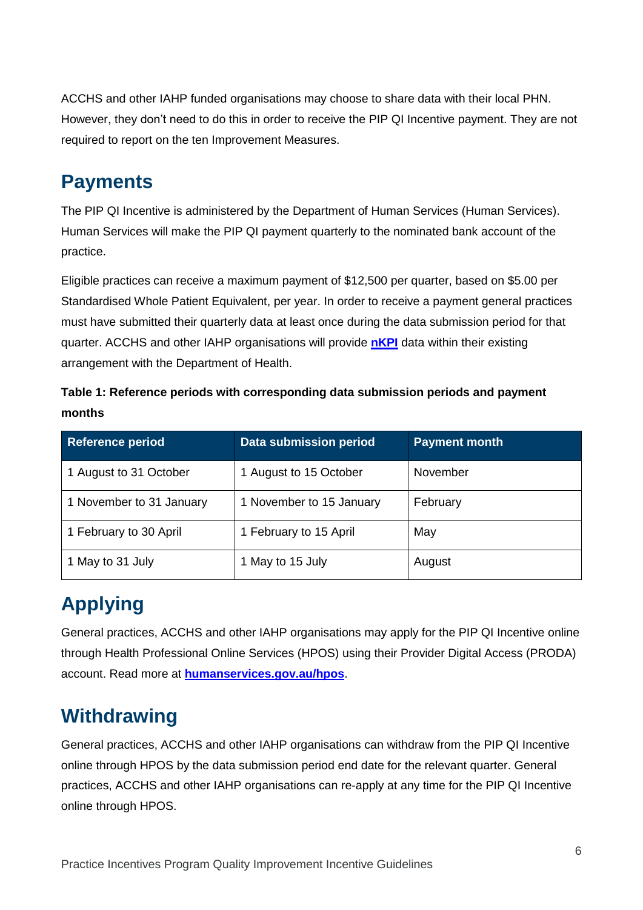ACCHS and other IAHP funded organisations may choose to share data with their local PHN. However, they don't need to do this in order to receive the PIP QI Incentive payment. They are not required to report on the ten Improvement Measures.

## Payments

The PIP QI Incentive is administered by the Department of Human Services (Human Services). Human Services will make the PIP QI payment quarterly to the nominated bank account of the practice.

Eligible practices can receive a maximum payment of $12,500 per quarter, based on $5.00 per Standardised Whole Patient Equivalent, per year. In order to receive a payment general practices must have submitted their quarterly data at least once during the data submission period for that quarter. ACCHS and other IAHP organisations will provide **nKPI** data within their existing arrangement with the Department of Health.

**Table 1: Reference periods with corresponding data submission periods and payment months**

| Reference period | Data submission period | Payment month |
|---|---|---|
| 1 August to 31 October | 1 August to 15 October | November |
| 1 November to 31 January | 1 November to 15 January | February |
| 1 February to 30 April | 1 February to 15 April | May |
| 1 May to 31 July | 1 May to 15 July | August |

## Applying

General practices, ACCHS and other IAHP organisations may apply for the PIP QI Incentive online through Health Professional Online Services (HPOS) using their Provider Digital Access (PRODA) account. Read more at **humanservices.gov.au/hpos**.

## Withdrawing

General practices, ACCHS and other IAHP organisations can withdraw from the PIP QI Incentive online through HPOS by the data submission period end date for the relevant quarter. General practices, ACCHS and other IAHP organisations can re-apply at any time for the PIP QI Incentive online through HPOS.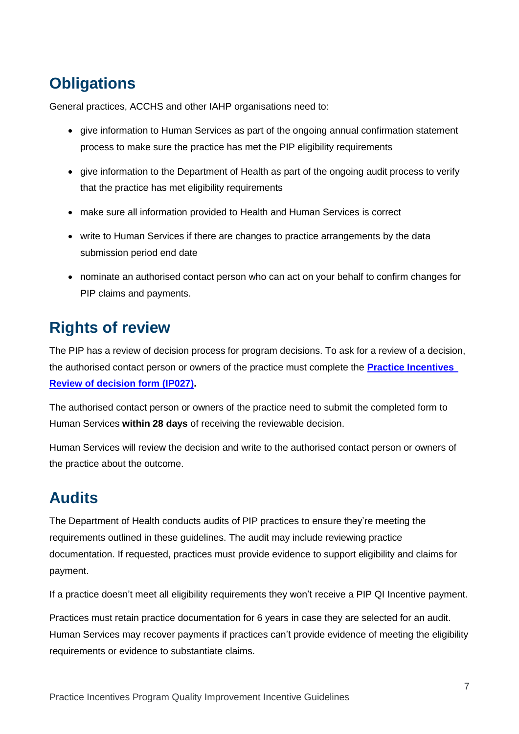## Obligations

General practices, ACCHS and other IAHP organisations need to:

- give information to Human Services as part of the ongoing annual confirmation statement process to make sure the practice has met the PIP eligibility requirements
- give information to the Department of Health as part of the ongoing audit process to verify that the practice has met eligibility requirements
- make sure all information provided to Health and Human Services is correct
- write to Human Services if there are changes to practice arrangements by the data submission period end date
- nominate an authorised contact person who can act on your behalf to confirm changes for PIP claims and payments.

## Rights of review

The PIP has a review of decision process for program decisions. To ask for a review of a decision, the authorised contact person or owners of the practice must complete the **Practice Incentives Review of decision form (IP027).**

The authorised contact person or owners of the practice need to submit the completed form to Human Services **within 28 days** of receiving the reviewable decision.

Human Services will review the decision and write to the authorised contact person or owners of the practice about the outcome.

## Audits

The Department of Health conducts audits of PIP practices to ensure they're meeting the requirements outlined in these guidelines. The audit may include reviewing practice documentation. If requested, practices must provide evidence to support eligibility and claims for payment.

If a practice doesn't meet all eligibility requirements they won't receive a PIP QI Incentive payment.

Practices must retain practice documentation for 6 years in case they are selected for an audit. Human Services may recover payments if practices can't provide evidence of meeting the eligibility requirements or evidence to substantiate claims.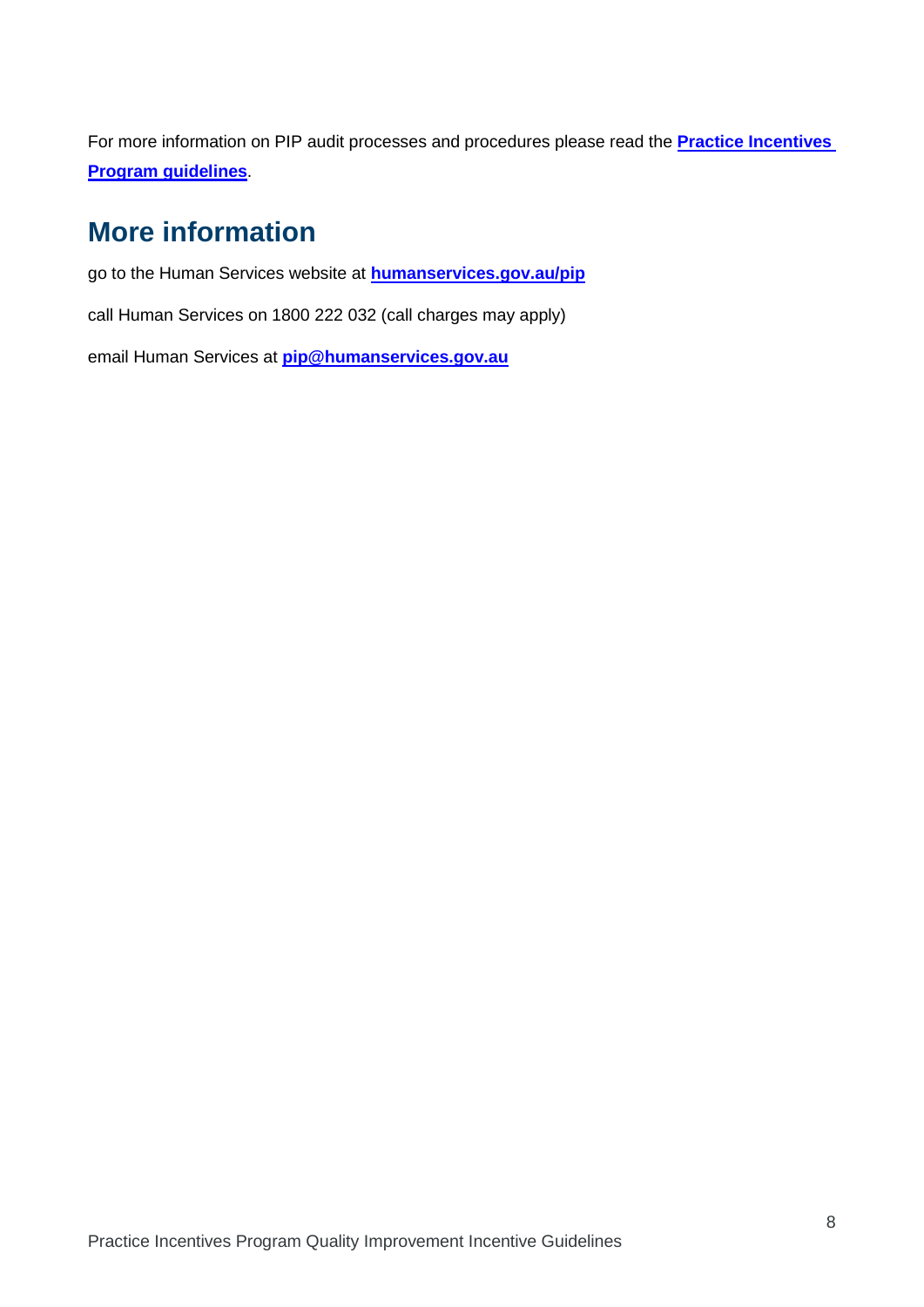For more information on PIP audit processes and procedures please read the **Practice Incentives Program guidelines**.

## More information

go to the Human Services website at **humanservices.gov.au/pip**

call Human Services on 1800 222 032 (call charges may apply)

email Human Services at **pip@humanservices.gov.au**